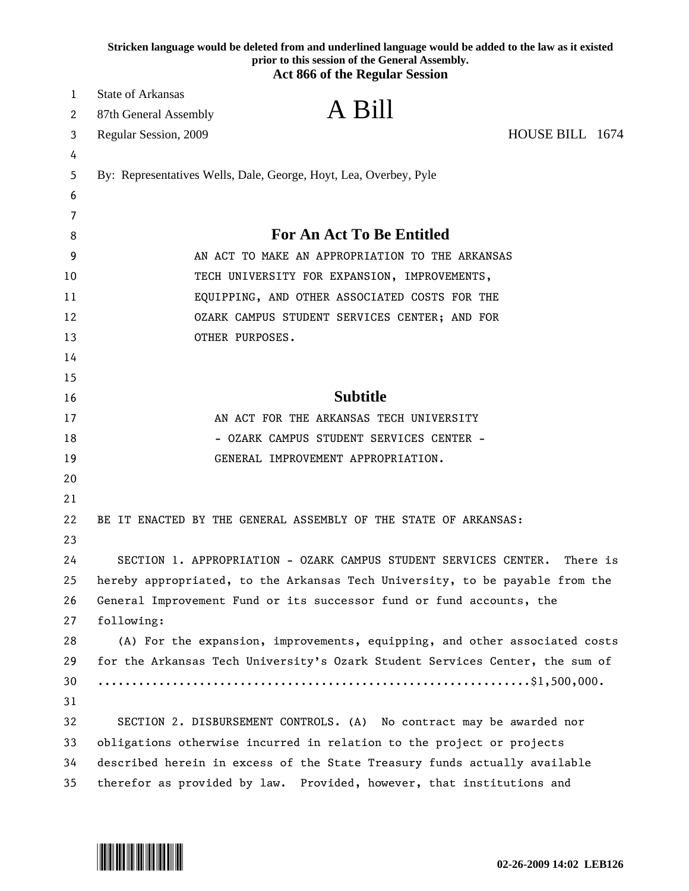Stricken language would be deleted from and underlined language would be added to the law as it existed prior to this session of the General Assembly.

**Act 866 of the Regular Session**

State of Arkansas
87th General Assembly
Regular Session, 2009

# A Bill

HOUSE BILL 1674

By: Representatives Wells, Dale, George, Hoyt, Lea, Overbey, Pyle

## For An Act To Be Entitled

AN ACT TO MAKE AN APPROPRIATION TO THE ARKANSAS TECH UNIVERSITY FOR EXPANSION, IMPROVEMENTS, EQUIPPING, AND OTHER ASSOCIATED COSTS FOR THE OZARK CAMPUS STUDENT SERVICES CENTER; AND FOR OTHER PURPOSES.

## Subtitle

AN ACT FOR THE ARKANSAS TECH UNIVERSITY - OZARK CAMPUS STUDENT SERVICES CENTER - GENERAL IMPROVEMENT APPROPRIATION.

BE IT ENACTED BY THE GENERAL ASSEMBLY OF THE STATE OF ARKANSAS:

SECTION 1. APPROPRIATION - OZARK CAMPUS STUDENT SERVICES CENTER. There is hereby appropriated, to the Arkansas Tech University, to be payable from the General Improvement Fund or its successor fund or fund accounts, the following:

(A) For the expansion, improvements, equipping, and other associated costs for the Arkansas Tech University's Ozark Student Services Center, the sum of ..............................................................$1,500,000.

SECTION 2. DISBURSEMENT CONTROLS. (A) No contract may be awarded nor obligations otherwise incurred in relation to the project or projects described herein in excess of the State Treasury funds actually available therefor as provided by law. Provided, however, that institutions and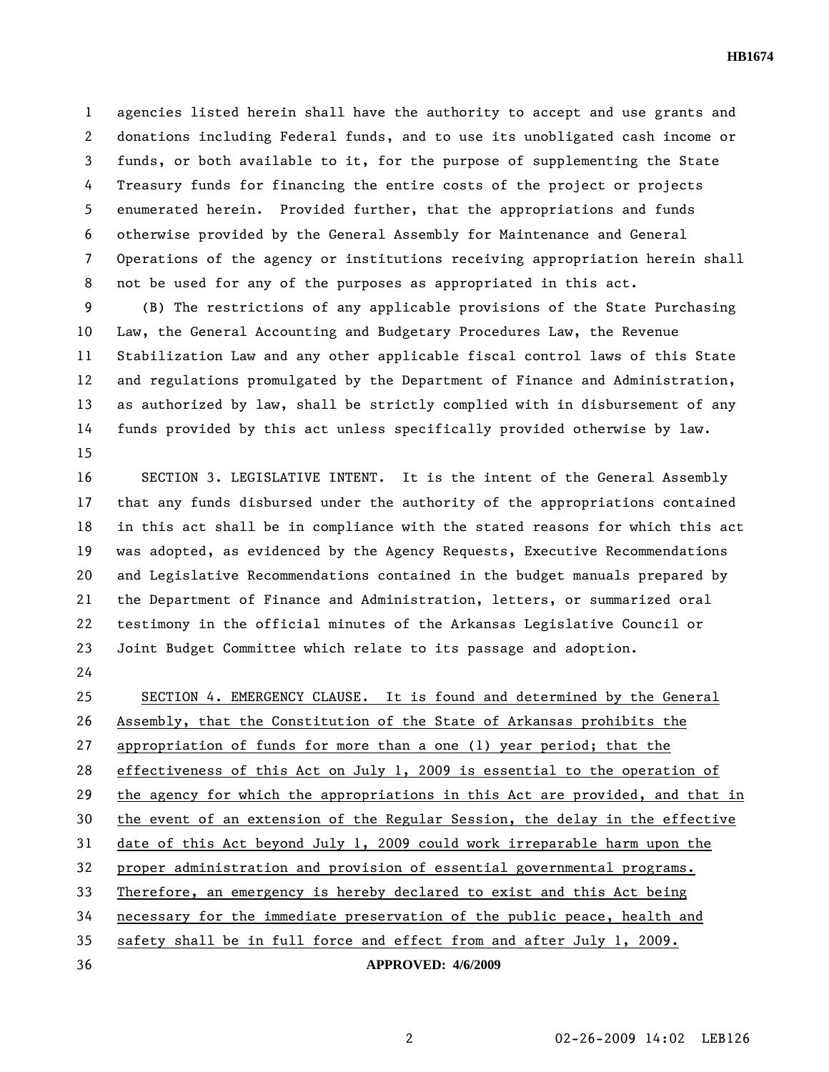agencies listed herein shall have the authority to accept and use grants and donations including Federal funds, and to use its unobligated cash income or funds, or both available to it, for the purpose of supplementing the State Treasury funds for financing the entire costs of the project or projects enumerated herein. Provided further, that the appropriations and funds otherwise provided by the General Assembly for Maintenance and General Operations of the agency or institutions receiving appropriation herein shall not be used for any of the purposes as appropriated in this act.

(B) The restrictions of any applicable provisions of the State Purchasing Law, the General Accounting and Budgetary Procedures Law, the Revenue Stabilization Law and any other applicable fiscal control laws of this State and regulations promulgated by the Department of Finance and Administration, as authorized by law, shall be strictly complied with in disbursement of any funds provided by this act unless specifically provided otherwise by law.

SECTION 3. LEGISLATIVE INTENT. It is the intent of the General Assembly that any funds disbursed under the authority of the appropriations contained in this act shall be in compliance with the stated reasons for which this act was adopted, as evidenced by the Agency Requests, Executive Recommendations and Legislative Recommendations contained in the budget manuals prepared by the Department of Finance and Administration, letters, or summarized oral testimony in the official minutes of the Arkansas Legislative Council or Joint Budget Committee which relate to its passage and adoption.

SECTION 4. EMERGENCY CLAUSE. It is found and determined by the General Assembly, that the Constitution of the State of Arkansas prohibits the appropriation of funds for more than a one (1) year period; that the effectiveness of this Act on July 1, 2009 is essential to the operation of the agency for which the appropriations in this Act are provided, and that in the event of an extension of the Regular Session, the delay in the effective date of this Act beyond July 1, 2009 could work irreparable harm upon the proper administration and provision of essential governmental programs. Therefore, an emergency is hereby declared to exist and this Act being necessary for the immediate preservation of the public peace, health and safety shall be in full force and effect from and after July 1, 2009.

**APPROVED: 4/6/2009**